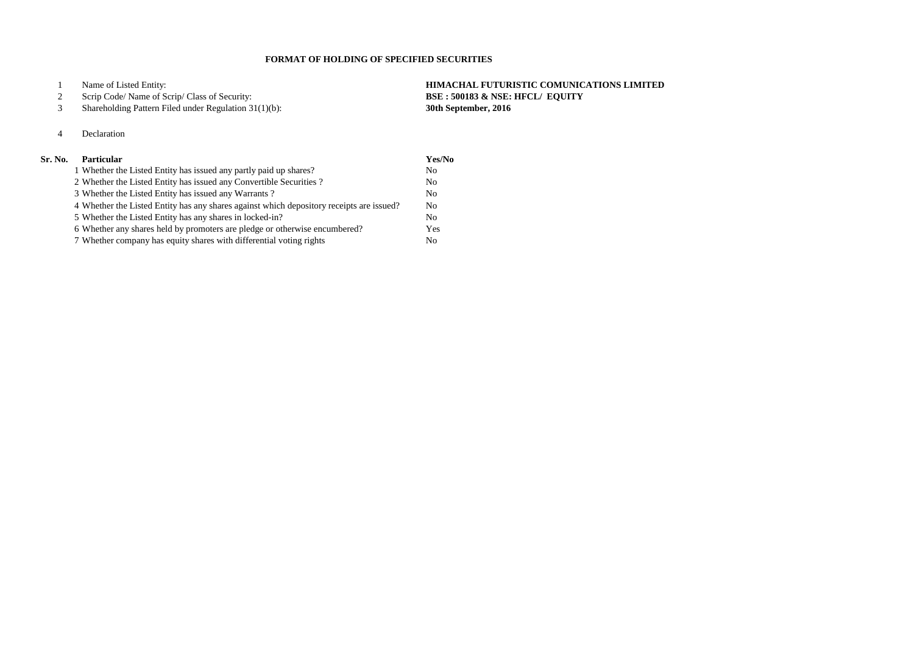# FORMAT OF HOLDING OF SPECIFIED SECURITIES

| | | |
|---|---|---|
| 1 | Name of Listed Entity: | **HIMACHAL FUTURISTIC COMUNICATIONS LIMITED** |
| 2 | Scrip Code/ Name of Scrip/ Class of Security: | **BSE : 500183 & NSE: HFCL/ EQUITY** |
| 3 | Shareholding Pattern Filed under Regulation 31(1)(b): | **30th September, 2016** |
| 4 | Declaration | |

| Sr. No. | Particular | Yes/No |
|---|---|---|
| 1 | Whether the Listed Entity has issued any partly paid up shares? | No |
| 2 | Whether the Listed Entity has issued any Convertible Securities ? | No |
| 3 | Whether the Listed Entity has issued any Warrants ? | No |
| 4 | Whether the Listed Entity has any shares against which depository receipts are issued? | No |
| 5 | Whether the Listed Entity has any shares in locked-in? | No |
| 6 | Whether any shares held by promoters are pledge or otherwise encumbered? | Yes |
| 7 | Whether company has equity shares with differential voting rights | No |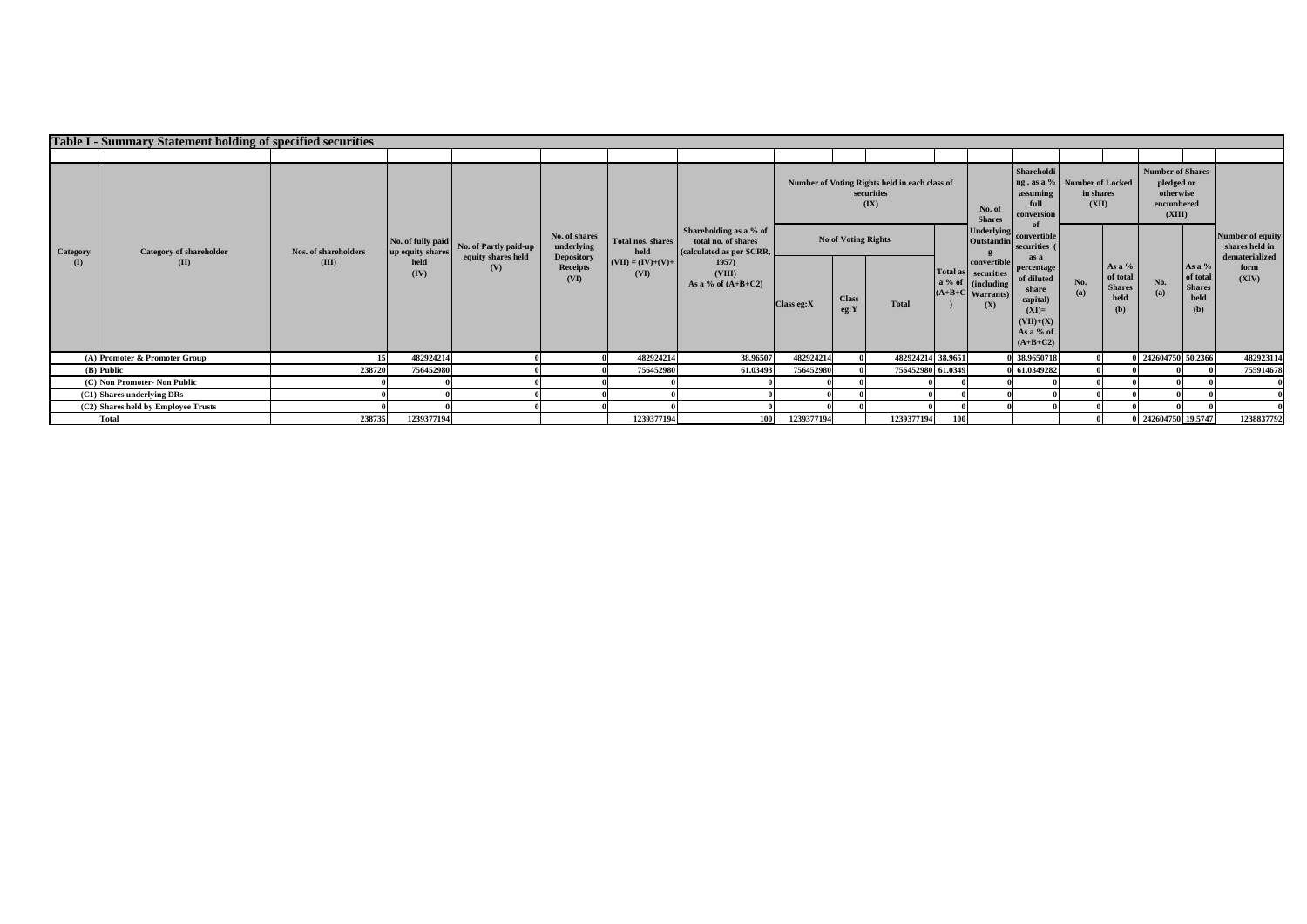## Table I - Summary Statement holding of specified securities

| Category (I) | Category of shareholder (II) | Nos. of shareholders (III) | No. of fully paid up equity shares held (IV) | No. of Partly paid-up equity shares held (V) | No. of shares underlying Depository Receipts (VI) | Total nos. shares held (VII) = (IV)+(V)+ (VI) | Shareholding as a % of total no. of shares (calculated as per SCRR, 1957) (VIII) As a % of (A+B+C2) | Number of Voting Rights held in each class of securities (IX) | | | | No. of Shares Underlying Outstanding convertible securities (including Warrants) (X) | Shareholding , as a % assuming full conversion of convertible securities ( as a percentage of diluted share capital) (XI)= (VII)+(X) As a % of (A+B+C2) | Number of Locked in shares (XII) | | Number of Shares pledged or otherwise encumbered (XIII) | | Number of equity shares held in dematerialized form (XIV) |
|---|---|---|---|---|---|---|---|---|---|---|---|---|---|---|---|---|---|---|
| | | | | | | | | No of Voting Rights | | | Total as a % of (A+B+C) | | | No. (a) | As a % of total Shares held (b) | No. (a) | As a % of total Shares held (b) | |
| | | | | | | | | Class eg:X | Class eg:Y | Total | | | | | | | | |
| (A) | Promoter & Promoter Group | 15 | 482924214 | 0 | 0 | 482924214 | 38.96507 | 482924214 | 0 | 482924214 | 38.9651 | 0 | 38.9650718 | 0 | 0 | 242604750 | 50.2366 | 482923114 |
| (B) | Public | 238720 | 756452980 | 0 | 0 | 756452980 | 61.03493 | 756452980 | 0 | 756452980 | 61.0349 | 0 | 61.0349282 | 0 | 0 | 0 | 0 | 755914678 |
| (C) | Non Promoter- Non Public | 0 | 0 | 0 | 0 | 0 | 0 | 0 | 0 | 0 | 0 | 0 | 0 | 0 | 0 | 0 | 0 | 0 |
| (C1) | Shares underlying DRs | 0 | 0 | 0 | 0 | 0 | 0 | 0 | 0 | 0 | 0 | 0 | 0 | 0 | 0 | 0 | 0 | 0 |
| (C2) | Shares held by Employee Trusts | 0 | 0 | 0 | 0 | 0 | 0 | 0 | 0 | 0 | 0 | 0 | 0 | 0 | 0 | 0 | 0 | 0 |
| | Total | 238735 | 1239377194 | | | 1239377194 | 100 | 1239377194 | | 1239377194 | 100 | | | 0 | 0 | 242604750 | 19.5747 | 1238837792 |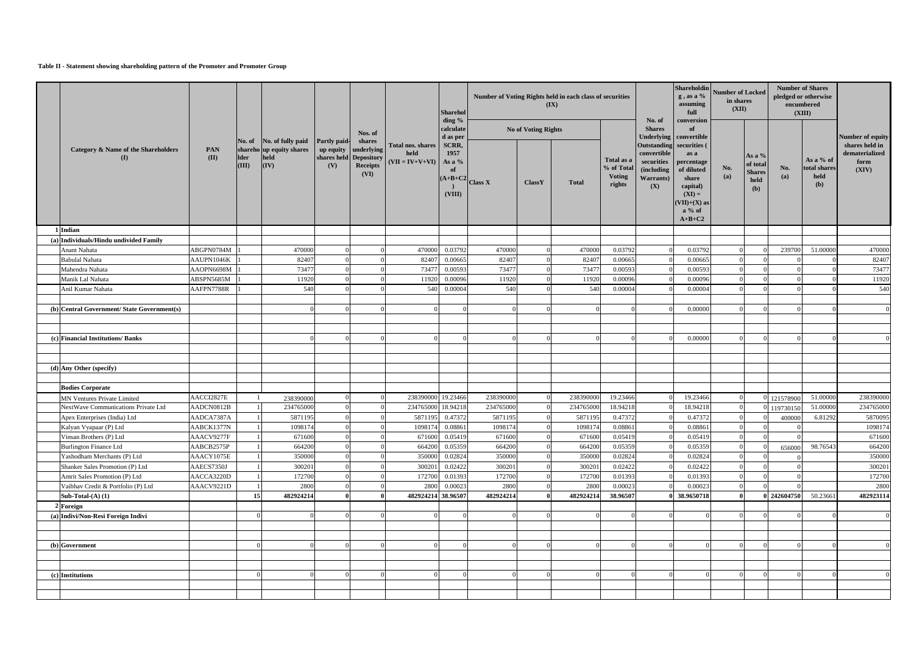**Table II - Statement showing shareholding pattern of the Promoter and Promoter Group**

| | Category & Name of the Shareholders (I) | PAN (II) | No. of shareholder (III) | No. of fully paid up equity shares held (IV) | Partly paid-up equity shares held (V) | Nos. of shares underlying Depository Receipts (VI) | Total nos. shares held (VII = IV+V+VI) | Shareholding % calculated as per SCRR, 1957 As a % of (A+B+C2) (VIII) | Number of Voting Rights held in each class of securities (IX) | | | | No. of Shares Underlying Outstanding convertible securities (including Warrants) (X) | Shareholding , as a % assuming full conversion of convertible securities ( as a percentage of diluted share capital) (XI) = (VII)+(X) as a % of A+B+C2 | Number of Locked in shares (XII) | | Number of Shares pledged or otherwise encumbered (XIII) | | Number of equity shares held in dematerialized form (XIV) |
|---|---|---|---|---|---|---|---|---|---|---|---|---|---|---|---|---|---|---|---|
| | | | | | | | | | No of Voting Rights | | | Total as a % of Total Voting rights | | | No. (a) | As a % of total Shares held (b) | No. (a) | As a % of total shares held (b) | |
| | | | | | | | | | Class X | ClassY | Total | | | | | | | | |
| 1 | Indian | | | | | | | | | | | | | | | | | | |
| (a) | Individuals/Hindu undivided Family | | | | | | | | | | | | | | | | | | |
| | Anant Nahata | ABGPN0784M | 1 | 470000 | 0 | 0 | 470000 | 0.03792 | 470000 | 0 | 470000 | 0.03792 | 0 | 0.03792 | 0 | 0 | 239700 | 51.00000 | 470000 |
| | Babulal Nahata | AAUPN1046K | 1 | 82407 | 0 | 0 | 82407 | 0.00665 | 82407 | 0 | 82407 | 0.00665 | 0 | 0.00665 | 0 | 0 | 0 | 0 | 82407 |
| | Mahendra Nahata | AAOPN6698M | 1 | 73477 | 0 | 0 | 73477 | 0.00593 | 73477 | 0 | 73477 | 0.00593 | 0 | 0.00593 | 0 | 0 | 0 | 0 | 73477 |
| | Manik Lal Nahata | ABSPN5685M | 1 | 11920 | 0 | 0 | 11920 | 0.00096 | 11920 | 0 | 11920 | 0.00096 | 0 | 0.00096 | 0 | 0 | 0 | 0 | 11920 |
| | Anil Kumar Nahata | AAFPN7788R | 1 | 540 | 0 | 0 | 540 | 0.00004 | 540 | 0 | 540 | 0.00004 | 0 | 0.00004 | 0 | 0 | 0 | 0 | 540 |
| (b) | Central Government/ State Government(s) | | | 0 | 0 | 0 | 0 | 0 | 0 | 0 | 0 | 0 | 0 | 0.00000 | 0 | 0 | 0 | 0 | 0 |
| (c) | Financial Institutions/ Banks | | | 0 | 0 | 0 | 0 | 0 | 0 | 0 | 0 | 0 | 0 | 0.00000 | 0 | 0 | 0 | 0 | 0 |
| (d) | Any Other (specify) | | | | | | | | | | | | | | | | | | |
| | Bodies Corporate | | | | | | | | | | | | | | | | | | |
| | MN Ventures Private Limited | AACCI2827E | 1 | 238390000 | 0 | 0 | 238390000 | 19.23466 | 238390000 | 0 | 238390000 | 19.23466 | 0 | 19.23466 | 0 | 0 | 121578900 | 51.00000 | 238390000 |
| | NextWave Communications Private Ltd | AADCN0812B | 1 | 234765000 | 0 | 0 | 234765000 | 18.94218 | 234765000 | 0 | 234765000 | 18.94218 | 0 | 18.94218 | 0 | 0 | 119730150 | 51.00000 | 234765000 |
| | Apex Enterprises (India) Ltd | AADCA7387A | 1 | 5871195 | 0 | 0 | 5871195 | 0.47372 | 5871195 | 0 | 5871195 | 0.47372 | 0 | 0.47372 | 0 | 0 | 400000 | 6.81292 | 5870095 |
| | Kalyan Vyapaar (P) Ltd | AABCK1377N | 1 | 1098174 | 0 | 0 | 1098174 | 0.08861 | 1098174 | 0 | 1098174 | 0.08861 | 0 | 0.08861 | 0 | 0 | 0 | | 1098174 |
| | Vinsan Brothers (P) Ltd | AAACV9277F | 1 | 671600 | 0 | 0 | 671600 | 0.05419 | 671600 | 0 | 671600 | 0.05419 | 0 | 0.05419 | 0 | 0 | 0 | | 671600 |
| | Burlington Finance Ltd | AABCB2575P | 1 | 664200 | 0 | 0 | 664200 | 0.05359 | 664200 | 0 | 664200 | 0.05359 | 0 | 0.05359 | 0 | 0 | 656000 | 98.76543 | 664200 |
| | Yashodham Merchants (P) Ltd | AAACY1075E | 1 | 350000 | 0 | 0 | 350000 | 0.02824 | 350000 | 0 | 350000 | 0.02824 | 0 | 0.02824 | 0 | 0 | 0 | | 350000 |
| | Shanker Sales Promotion (P) Ltd | AAECS7350J | 1 | 300201 | 0 | 0 | 300201 | 0.02422 | 300201 | 0 | 300201 | 0.02422 | 0 | 0.02422 | 0 | 0 | 0 | | 300201 |
| | Amrit Sales Promotion (P) Ltd | AACCA3220D | 1 | 172700 | 0 | 0 | 172700 | 0.01393 | 172700 | 0 | 172700 | 0.01393 | 0 | 0.01393 | 0 | 0 | 0 | | 172700 |
| | Vaibhav Credit & Portfolio (P) Ltd | AAACV9221D | 1 | 2800 | 0 | 0 | 2800 | 0.00023 | 2800 | 0 | 2800 | 0.00023 | 0 | 0.00023 | 0 | 0 | 0 | | 2800 |
| | **Sub-Total-(A) (1)** | | **15** | **482924214** | **0** | **0** | **482924214** | **38.96507** | **482924214** | **0** | **482924214** | **38.96507** | **0** | **38.9650718** | **0** | **0** | **242604750** | **50.23661** | **482923114** |
| 2 | Foreign | | | | | | | | | | | | | | | | | | |
| (a) | Indivi/Non-Resi Foreign Indivi | | 0 | 0 | 0 | 0 | 0 | 0 | 0 | 0 | 0 | 0 | 0 | 0 | 0 | 0 | 0 | 0 | 0 |
| (b) | Government | | 0 | 0 | 0 | 0 | 0 | 0 | 0 | 0 | 0 | 0 | 0 | 0 | 0 | 0 | 0 | 0 | 0 |
| (c) | Institutions | | 0 | 0 | 0 | 0 | 0 | 0 | 0 | 0 | 0 | 0 | 0 | 0 | 0 | 0 | 0 | 0 | 0 |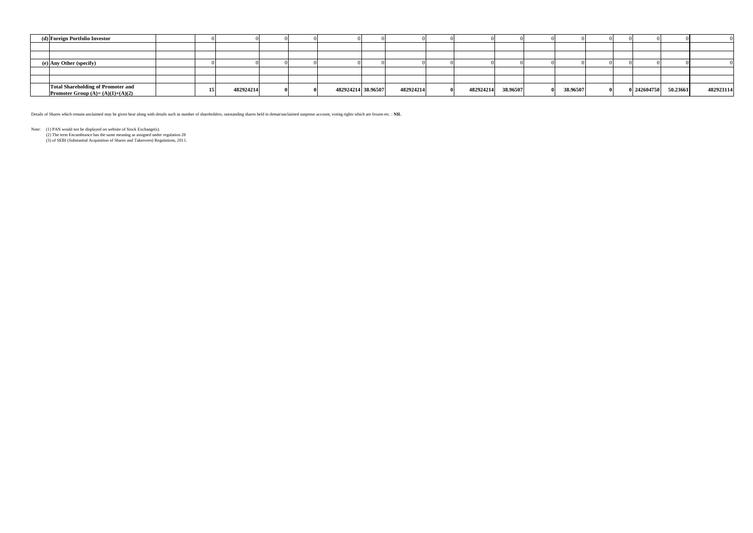| | | | | | | | | | | | | | | | | | | | |
|---|---|---|---|---|---|---|---|---|---|---|---|---|---|---|---|---|---|---|---|
| (d) | **Foreign Portfolio Investor** | | 0 | 0 | 0 | 0 | 0 | 0 | 0 | 0 | 0 | 0 | 0 | 0 | 0 | 0 | 0 | 0 | 0 |
| | | | | | | | | | | | | | | | | | | | |
| | | | | | | | | | | | | | | | | | | | |
| (e) | **Any Other (specify)** | | 0 | 0 | 0 | 0 | 0 | 0 | 0 | 0 | 0 | 0 | 0 | 0 | 0 | 0 | 0 | 0 | 0 |
| | | | | | | | | | | | | | | | | | | | |
| | | | | | | | | | | | | | | | | | | | |
| | **Total Shareholding of Promoter and Promoter Group (A)= (A)(1)+(A)(2)** | | **15** | **482924214** | **0** | **0** | **482924214** | **38.96507** | **482924214** | **0** | **482924214** | **38.96507** | **0** | **38.96507** | **0** | **0** | **242604750** | **50.23661** | **482923114** |

Details of Shares which remain unclaimed may be given hear along with details such as number of shareholders, outstanding shares held in demat/unclaimed suspense account, voting rights which are frozen etc. : **NIL**

Note: (1) PAN would not be displayed on website of Stock Exchange(s).
(2) The term Encumbrance has the same meaning as assigned under regulation 28
(3) of SEBI (Substantial Acquisition of Shares and Takeovers) Regulations, 2011.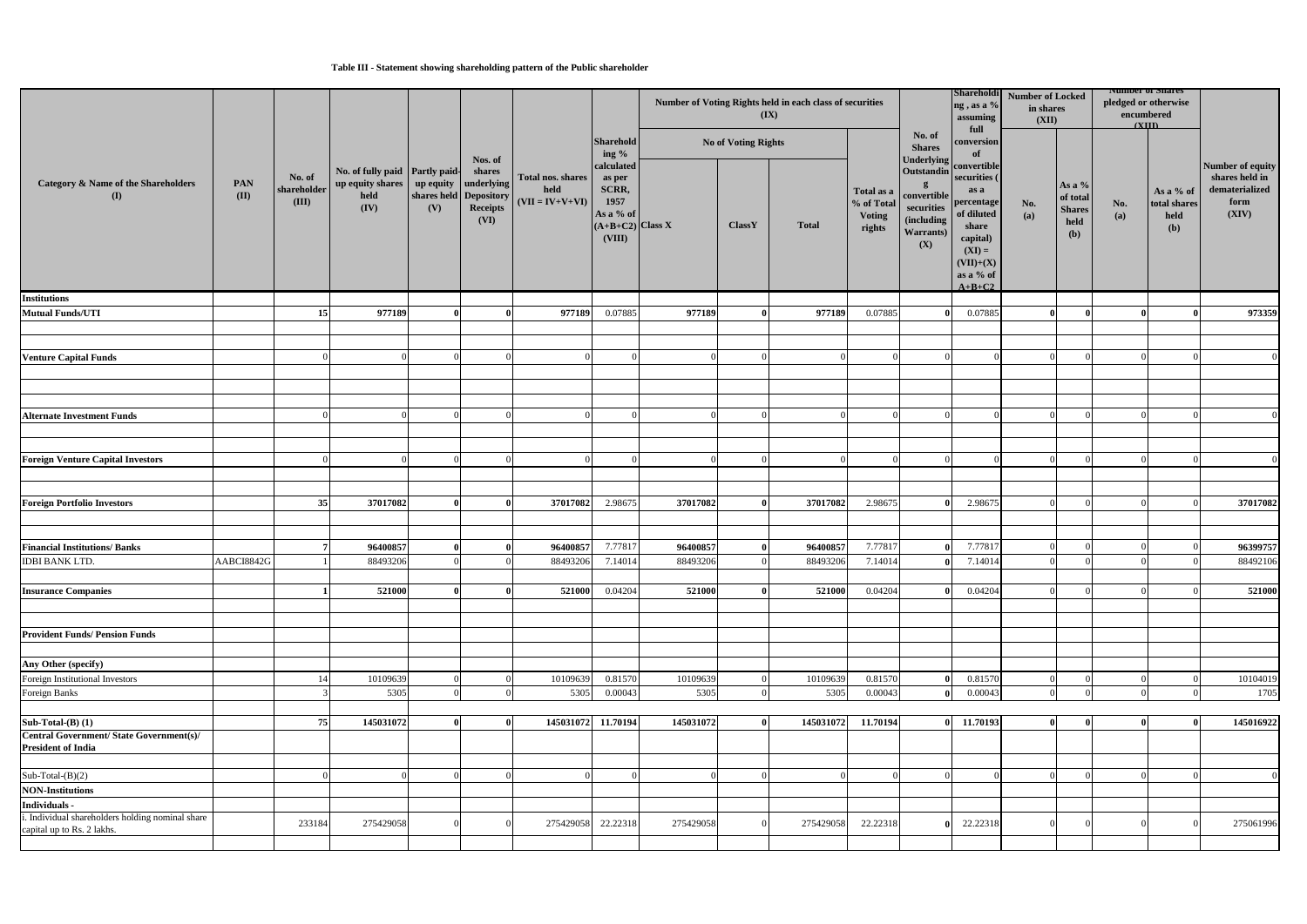**Table III - Statement showing shareholding pattern of the Public shareholder**

| Category & Name of the Shareholders (I) | PAN (II) | No. of shareholder (III) | No. of fully paid up equity shares held (IV) | Partly paid-up equity shares held (V) | Nos. of shares underlying Depository Receipts (VI) | Total nos. shares held (VII = IV+V+VI) | Shareholding % calculated as per SCRR, 1957 As a % of (A+B+C2) (VIII) | Number of Voting Rights held in each class of securities (IX) | | | | No. of Shares Underlying Outstanding convertible securities (including Warrants) (X) | Shareholding , as a % assuming full conversion of convertible securities ( as a percentage of diluted share capital) (XI) = (VII)+(X) as a % of A+B+C2 | Number of Locked in shares (XII) | | Number of Shares pledged or otherwise encumbered (XIII) | | Number of equity shares held in dematerialized form (XIV) |
|---|---|---|---|---|---|---|---|---|---|---|---|---|---|---|---|---|---|---|
| | | | | | | | | No of Voting Rights | | | Total as a % of Total Voting rights | | | No. (a) | As a % of total Shares held (b) | No. (a) | As a % of total shares held (b) | |
| | | | | | | | | Class X | ClassY | Total | | | | | | | | |
| **Institutions** | | | | | | | | | | | | | | | | | | |
| **Mutual Funds/UTI** | | **15** | **977189** | **0** | **0** | **977189** | 0.07885 | **977189** | **0** | **977189** | 0.07885 | **0** | 0.07885 | **0** | **0** | **0** | **0** | **973359** |
| **Venture Capital Funds** | | 0 | 0 | 0 | 0 | 0 | 0 | 0 | 0 | 0 | 0 | 0 | 0 | 0 | 0 | 0 | 0 | 0 |
| **Alternate Investment Funds** | | 0 | 0 | 0 | 0 | 0 | 0 | 0 | 0 | 0 | 0 | 0 | 0 | 0 | 0 | 0 | 0 | 0 |
| **Foreign Venture Capital Investors** | | 0 | 0 | 0 | 0 | 0 | 0 | 0 | 0 | 0 | 0 | 0 | 0 | 0 | 0 | 0 | 0 | 0 |
| **Foreign Portfolio Investors** | | **35** | **37017082** | **0** | **0** | **37017082** | 2.98675 | **37017082** | **0** | **37017082** | 2.98675 | **0** | 2.98675 | 0 | 0 | 0 | 0 | **37017082** |
| **Financial Institutions/ Banks** | | **7** | **96400857** | **0** | **0** | **96400857** | 7.77817 | **96400857** | **0** | **96400857** | 7.77817 | **0** | 7.77817 | 0 | 0 | 0 | 0 | **96399757** |
| IDBI BANK LTD. | AABCI8842G | 1 | 88493206 | 0 | 0 | 88493206 | 7.14014 | 88493206 | 0 | 88493206 | 7.14014 | **0** | 7.14014 | 0 | 0 | 0 | 0 | 88492106 |
| **Insurance Companies** | | **1** | **521000** | **0** | **0** | **521000** | 0.04204 | **521000** | **0** | **521000** | 0.04204 | **0** | 0.04204 | 0 | 0 | 0 | 0 | **521000** |
| **Provident Funds/ Pension Funds** | | | | | | | | | | | | | | | | | | |
| **Any Other (specify)** | | | | | | | | | | | | | | | | | | |
| Foreign Institutional Investors | | 14 | 10109639 | 0 | 0 | 10109639 | 0.81570 | 10109639 | 0 | 10109639 | 0.81570 | **0** | 0.81570 | 0 | 0 | 0 | 0 | 10104019 |
| Foreign Banks | | 3 | 5305 | 0 | 0 | 5305 | 0.00043 | 5305 | 0 | 5305 | 0.00043 | **0** | 0.00043 | 0 | 0 | 0 | 0 | 1705 |
| **Sub-Total-(B) (1)** | | **75** | **145031072** | **0** | **0** | **145031072** | **11.70194** | **145031072** | **0** | **145031072** | **11.70194** | **0** | **11.70193** | **0** | **0** | **0** | **0** | **145016922** |
| **Central Government/ State Government(s)/ President of India** | | | | | | | | | | | | | | | | | | |
| Sub-Total-(B)(2) | | 0 | 0 | 0 | 0 | 0 | 0 | 0 | 0 | 0 | 0 | 0 | 0 | 0 | 0 | 0 | 0 | 0 |
| **NON-Institutions** | | | | | | | | | | | | | | | | | | |
| **Individuals -** | | | | | | | | | | | | | | | | | | |
| i. Individual shareholders holding nominal share capital up to Rs. 2 lakhs. | | 233184 | 275429058 | 0 | 0 | 275429058 | 22.22318 | 275429058 | 0 | 275429058 | 22.22318 | **0** | 22.22318 | 0 | 0 | 0 | 0 | 275061996 |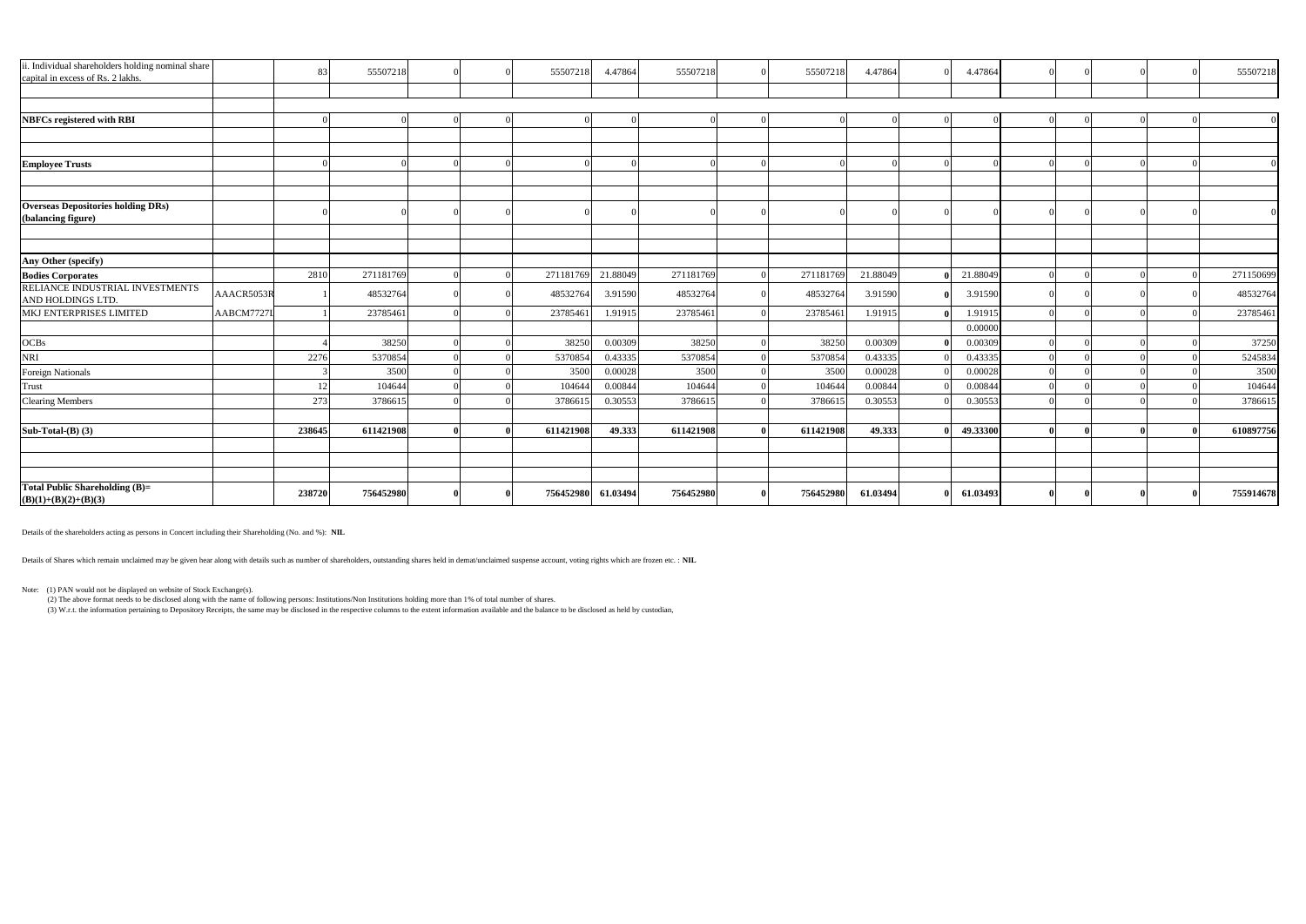| | | | | | | | | | | | | | | | | | | |
|---|---|---|---|---|---|---|---|---|---|---|---|---|---|---|---|---|---|---|
| ii. Individual shareholders holding nominal share capital in excess of Rs. 2 lakhs. | | 83 | 55507218 | 0 | 0 | 55507218 | 4.47864 | 55507218 | 0 | 55507218 | 4.47864 | 0 | 4.47864 | 0 | 0 | 0 | 0 | 55507218 |
| | | | | | | | | | | | | | | | | | | |
| **NBFCs registered with RBI** | | 0 | 0 | 0 | 0 | 0 | 0 | 0 | 0 | 0 | 0 | 0 | 0 | 0 | 0 | 0 | 0 | 0 |
| | | | | | | | | | | | | | | | | | | |
| **Employee Trusts** | | 0 | 0 | 0 | 0 | 0 | 0 | 0 | 0 | 0 | 0 | 0 | 0 | 0 | 0 | 0 | 0 | 0 |
| | | | | | | | | | | | | | | | | | | |
| **Overseas Depositories holding DRs) (balancing figure)** | | 0 | 0 | 0 | 0 | 0 | 0 | 0 | 0 | 0 | 0 | 0 | 0 | 0 | 0 | 0 | 0 | 0 |
| | | | | | | | | | | | | | | | | | | |
| **Any Other (specify)** | | | | | | | | | | | | | | | | | | |
| **Bodies Corporates** | | 2810 | 271181769 | 0 | 0 | 271181769 | 21.88049 | 271181769 | 0 | 271181769 | 21.88049 | 0 | 21.88049 | 0 | 0 | 0 | 0 | 271150699 |
| RELIANCE INDUSTRIAL INVESTMENTS AND HOLDINGS LTD. | AAACR5053R | 1 | 48532764 | 0 | 0 | 48532764 | 3.91590 | 48532764 | 0 | 48532764 | 3.91590 | 0 | 3.91590 | 0 | 0 | 0 | 0 | 48532764 |
| MKJ ENTERPRISES LIMITED | AABCM7727I | 1 | 23785461 | 0 | 0 | 23785461 | 1.91915 | 23785461 | 0 | 23785461 | 1.91915 | 0 | 1.91915 | 0 | 0 | 0 | 0 | 23785461 |
| | | | | | | | | | | | | | 0.00000 | | | | | |
| OCBs | | 4 | 38250 | 0 | 0 | 38250 | 0.00309 | 38250 | 0 | 38250 | 0.00309 | 0 | 0.00309 | 0 | 0 | 0 | 0 | 37250 |
| NRI | | 2276 | 5370854 | 0 | 0 | 5370854 | 0.43335 | 5370854 | 0 | 5370854 | 0.43335 | 0 | 0.43335 | 0 | 0 | 0 | 0 | 5245834 |
| Foreign Nationals | | 3 | 3500 | 0 | 0 | 3500 | 0.00028 | 3500 | 0 | 3500 | 0.00028 | 0 | 0.00028 | 0 | 0 | 0 | 0 | 3500 |
| Trust | | 12 | 104644 | 0 | 0 | 104644 | 0.00844 | 104644 | 0 | 104644 | 0.00844 | 0 | 0.00844 | 0 | 0 | 0 | 0 | 104644 |
| Clearing Members | | 273 | 3786615 | 0 | 0 | 3786615 | 0.30553 | 3786615 | 0 | 3786615 | 0.30553 | 0 | 0.30553 | 0 | 0 | 0 | 0 | 3786615 |
| | | | | | | | | | | | | | | | | | | |
| **Sub-Total-(B) (3)** | | **238645** | **611421908** | **0** | **0** | **611421908** | **49.333** | **611421908** | **0** | **611421908** | **49.333** | **0** | **49.33300** | **0** | **0** | **0** | **0** | **610897756** |
| | | | | | | | | | | | | | | | | | | |
| **Total Public Shareholding (B)= (B)(1)+(B)(2)+(B)(3)** | | **238720** | **756452980** | **0** | **0** | **756452980** | **61.03494** | **756452980** | **0** | **756452980** | **61.03494** | **0** | **61.03493** | **0** | **0** | **0** | **0** | **755914678** |

Details of the shareholders acting as persons in Concert including their Shareholding (No. and %): **NIL**

Details of Shares which remain unclaimed may be given hear along with details such as number of shareholders, outstanding shares held in demat/unclaimed suspense account, voting rights which are frozen etc. : **NIL**

Note: (1) PAN would not be displayed on website of Stock Exchange(s).
(2) The above format needs to be disclosed along with the name of following persons: Institutions/Non Institutions holding more than 1% of total number of shares.
(3) W.r.t. the information pertaining to Depository Receipts, the same may be disclosed in the respective columns to the extent information available and the balance to be disclosed as held by custodian,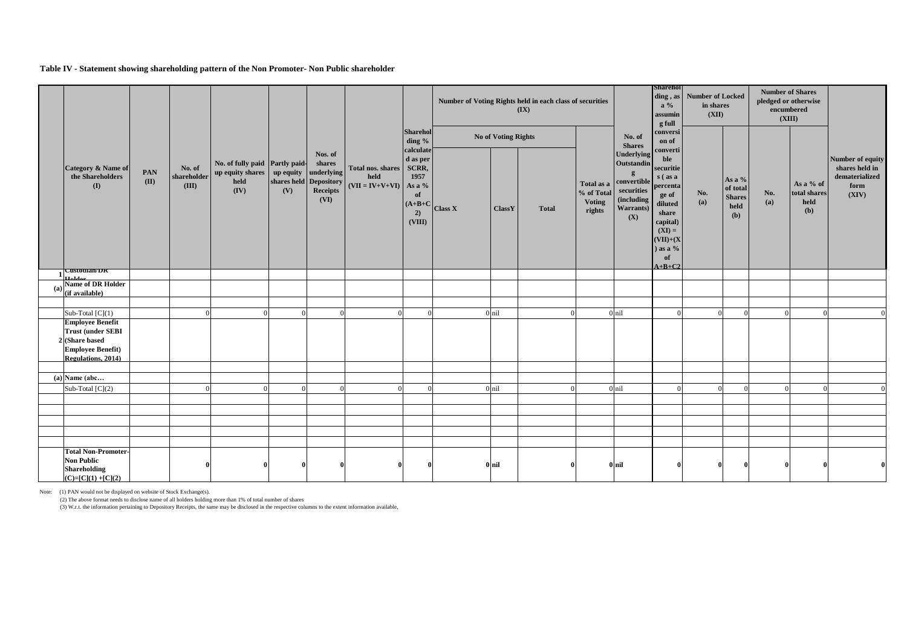**Table IV - Statement showing shareholding pattern of the Non Promoter- Non Public shareholder**

| | Category & Name of the Shareholders (I) | PAN (II) | No. of shareholder (III) | No. of fully paid up equity shares held (IV) | Partly paid-up equity shares held (V) | Nos. of shares underlying Depository Receipts (VI) | Total nos. shares held (VII = IV+V+VI) | Shareholding % calculated as per SCRR, 1957 As a % of (A+B+C2) (VIII) | Number of Voting Rights held in each class of securities (IX) | | | | No. of Shares Underlying Outstanding convertible securities (including Warrants) (X) | Shareholding , as a % assuming full conversion of convertible securities ( as a percentage of diluted share capital) (XI) = (VII)+(X) as a % of A+B+C2 | Number of Locked in shares (XII) | | Number of Shares pledged or otherwise encumbered (XIII) | | Number of equity shares held in dematerialized form (XIV) |
|---|---|---|---|---|---|---|---|---|---|---|---|---|---|---|---|---|---|---|---|
| | | | | | | | | | No of Voting Rights | | | Total as a % of Total Voting rights | | | No. (a) | As a % of total Shares held (b) | No. (a) | As a % of total shares held (b) | |
| | | | | | | | | | Class X | ClassY | Total | | | | | | | | |
| 1 | Custodian/DR Holder | | | | | | | | | | | | | | | | | | |
| (a) | Name of DR Holder (if available) | | | | | | | | | | | | | | | | | | |
| | | | | | | | | | | | | | | | | | | | |
| | Sub-Total [C](1) | | 0 | 0 | 0 | 0 | 0 | 0 | 0 | nil | 0 | 0 | nil | 0 | 0 | 0 | 0 | 0 | 0 |
| 2 | Employee Benefit Trust (under SEBI (Share based Employee Benefit) Regulations, 2014) | | | | | | | | | | | | | | | | | | |
| | | | | | | | | | | | | | | | | | | | |
| (a) | Name (abc… | | | | | | | | | | | | | | | | | | |
| | Sub-Total [C](2) | | 0 | 0 | 0 | 0 | 0 | 0 | 0 | nil | 0 | 0 | nil | 0 | 0 | 0 | 0 | 0 | 0 |
| | | | | | | | | | | | | | | | | | | | |
| | | | | | | | | | | | | | | | | | | | |
| | | | | | | | | | | | | | | | | | | | |
| | | | | | | | | | | | | | | | | | | | |
| | | | | | | | | | | | | | | | | | | | |
| | **Total Non-Promoter-Non Public Shareholding (C)=[C](1) +[C](2)** | | **0** | **0** | **0** | **0** | **0** | **0** | **0** | **nil** | **0** | **0** | **nil** | **0** | **0** | **0** | **0** | **0** | **0** |

Note: (1) PAN would not be displayed on website of Stock Exchange(s).

(2) The above format needs to disclose name of all holders holding more than 1% of total number of shares

(3) W.r.t. the information pertaining to Depository Receipts, the same may be disclosed in the respective columns to the extent information available,